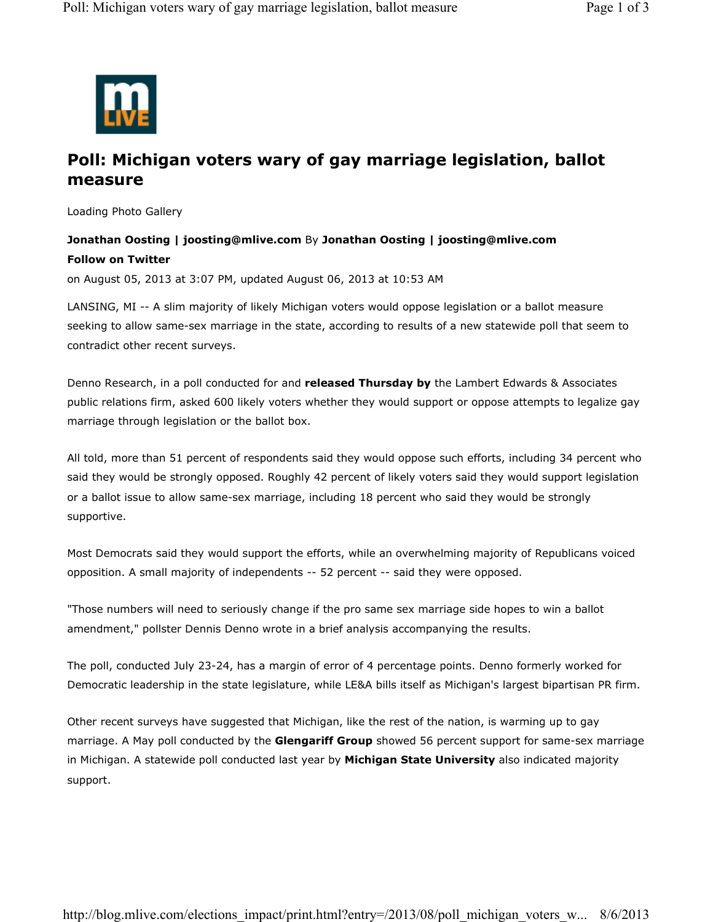# Poll: Michigan voters wary of gay marriage legislation, ballot measure

Loading Photo Gallery

**Jonathan Oosting | joosting@mlive.com** By **Jonathan Oosting | joosting@mlive.com**

**Follow on Twitter**

on August 05, 2013 at 3:07 PM, updated August 06, 2013 at 10:53 AM

LANSING, MI -- A slim majority of likely Michigan voters would oppose legislation or a ballot measure seeking to allow same-sex marriage in the state, according to results of a new statewide poll that seem to contradict other recent surveys.

Denno Research, in a poll conducted for and **released Thursday by** the Lambert Edwards & Associates public relations firm, asked 600 likely voters whether they would support or oppose attempts to legalize gay marriage through legislation or the ballot box.

All told, more than 51 percent of respondents said they would oppose such efforts, including 34 percent who said they would be strongly opposed. Roughly 42 percent of likely voters said they would support legislation or a ballot issue to allow same-sex marriage, including 18 percent who said they would be strongly supportive.

Most Democrats said they would support the efforts, while an overwhelming majority of Republicans voiced opposition. A small majority of independents -- 52 percent -- said they were opposed.

"Those numbers will need to seriously change if the pro same sex marriage side hopes to win a ballot amendment," pollster Dennis Denno wrote in a brief analysis accompanying the results.

The poll, conducted July 23-24, has a margin of error of 4 percentage points. Denno formerly worked for Democratic leadership in the state legislature, while LE&A bills itself as Michigan's largest bipartisan PR firm.

Other recent surveys have suggested that Michigan, like the rest of the nation, is warming up to gay marriage. A May poll conducted by the **Glengariff Group** showed 56 percent support for same-sex marriage in Michigan. A statewide poll conducted last year by **Michigan State University** also indicated majority support.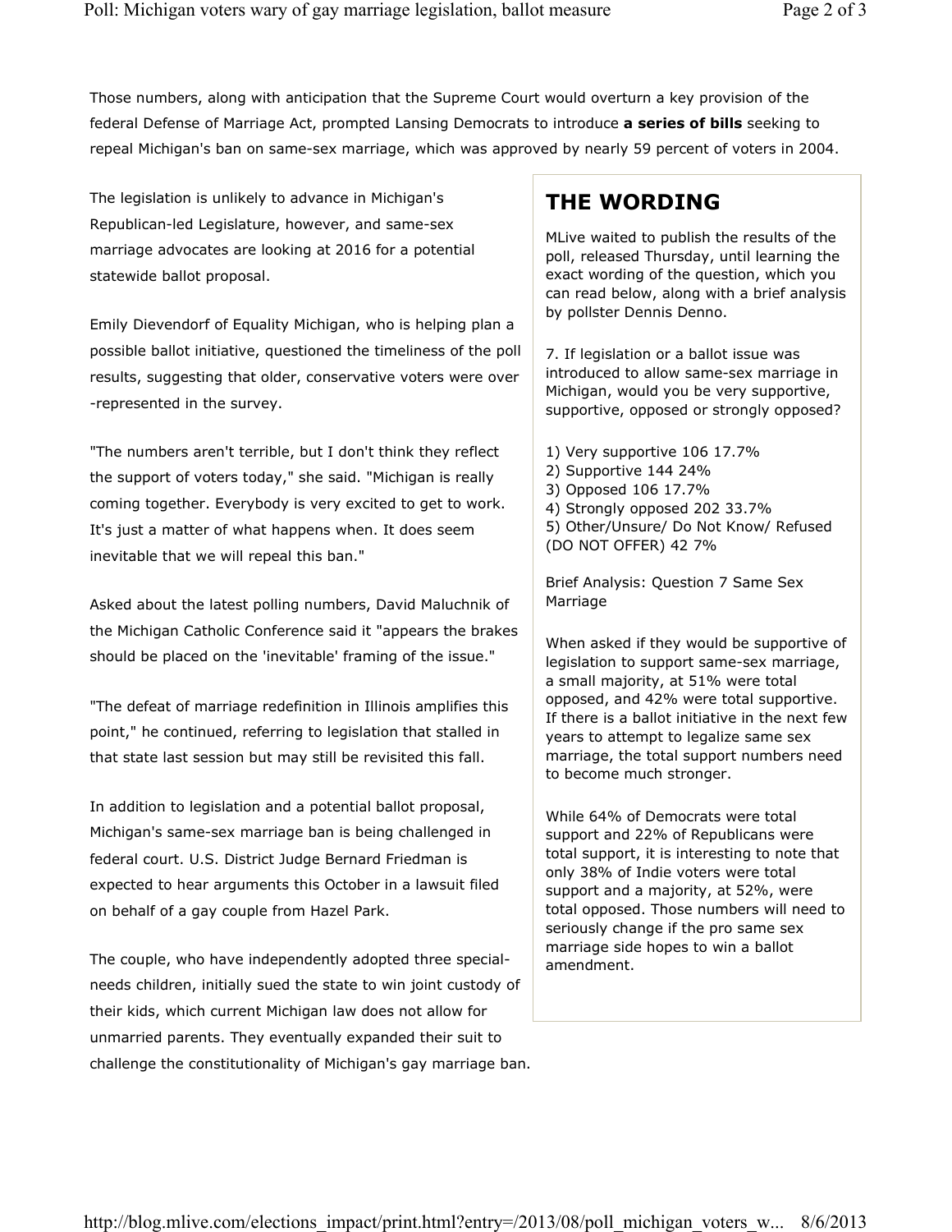Those numbers, along with anticipation that the Supreme Court would overturn a key provision of the federal Defense of Marriage Act, prompted Lansing Democrats to introduce **a series of bills** seeking to repeal Michigan's ban on same-sex marriage, which was approved by nearly 59 percent of voters in 2004.

The legislation is unlikely to advance in Michigan's Republican-led Legislature, however, and same-sex marriage advocates are looking at 2016 for a potential statewide ballot proposal.

Emily Dievendorf of Equality Michigan, who is helping plan a possible ballot initiative, questioned the timeliness of the poll results, suggesting that older, conservative voters were over-represented in the survey.

"The numbers aren't terrible, but I don't think they reflect the support of voters today," she said. "Michigan is really coming together. Everybody is very excited to get to work. It's just a matter of what happens when. It does seem inevitable that we will repeal this ban."

Asked about the latest polling numbers, David Maluchnik of the Michigan Catholic Conference said it "appears the brakes should be placed on the 'inevitable' framing of the issue."

"The defeat of marriage redefinition in Illinois amplifies this point," he continued, referring to legislation that stalled in that state last session but may still be revisited this fall.

In addition to legislation and a potential ballot proposal, Michigan's same-sex marriage ban is being challenged in federal court. U.S. District Judge Bernard Friedman is expected to hear arguments this October in a lawsuit filed on behalf of a gay couple from Hazel Park.

The couple, who have independently adopted three special-needs children, initially sued the state to win joint custody of their kids, which current Michigan law does not allow for unmarried parents. They eventually expanded their suit to challenge the constitutionality of Michigan's gay marriage ban.

## THE WORDING

MLive waited to publish the results of the poll, released Thursday, until learning the exact wording of the question, which you can read below, along with a brief analysis by pollster Dennis Denno.

7. If legislation or a ballot issue was introduced to allow same-sex marriage in Michigan, would you be very supportive, supportive, opposed or strongly opposed?

1) Very supportive 106 17.7%
2) Supportive 144 24%
3) Opposed 106 17.7%
4) Strongly opposed 202 33.7%
5) Other/Unsure/ Do Not Know/ Refused (DO NOT OFFER) 42 7%

Brief Analysis: Question 7 Same Sex Marriage

When asked if they would be supportive of legislation to support same-sex marriage, a small majority, at 51% were total opposed, and 42% were total supportive. If there is a ballot initiative in the next few years to attempt to legalize same sex marriage, the total support numbers need to become much stronger.

While 64% of Democrats were total support and 22% of Republicans were total support, it is interesting to note that only 38% of Indie voters were total support and a majority, at 52%, were total opposed. Those numbers will need to seriously change if the pro same sex marriage side hopes to win a ballot amendment.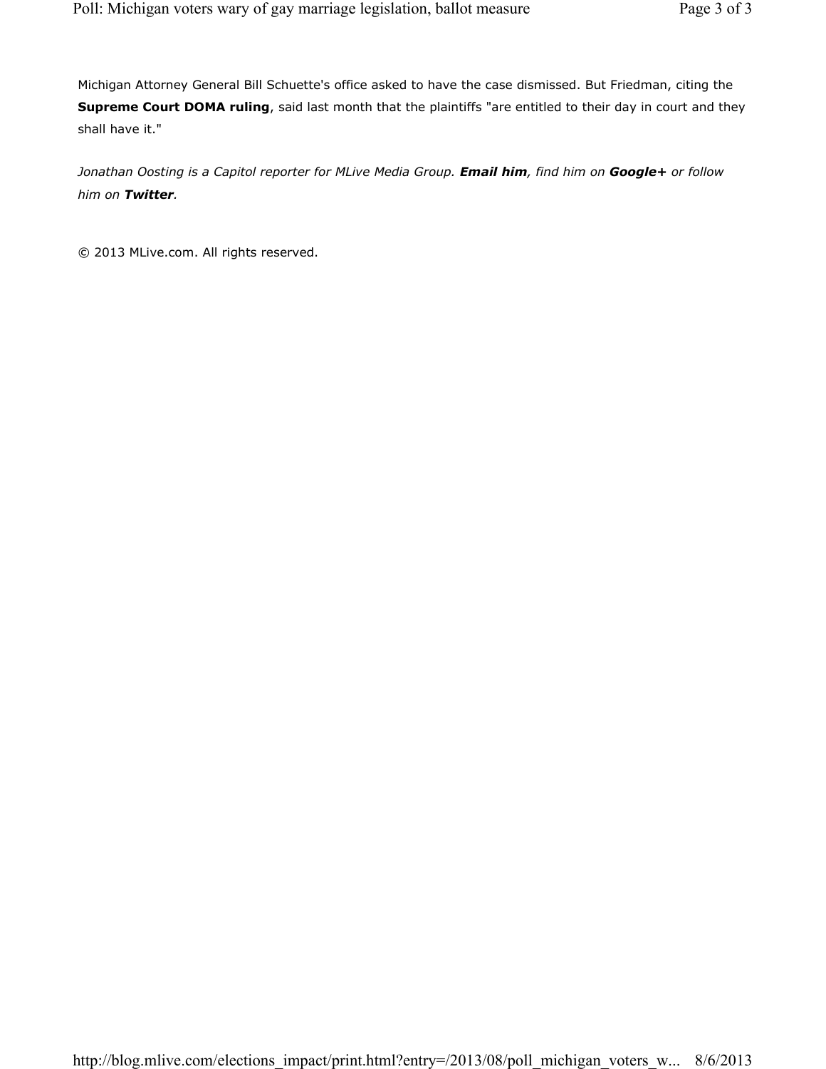Michigan Attorney General Bill Schuette's office asked to have the case dismissed. But Friedman, citing the **Supreme Court DOMA ruling**, said last month that the plaintiffs "are entitled to their day in court and they shall have it."

*Jonathan Oosting is a Capitol reporter for MLive Media Group. **Email him**, find him on **Google+** or follow him on **Twitter**.*

© 2013 MLive.com. All rights reserved.